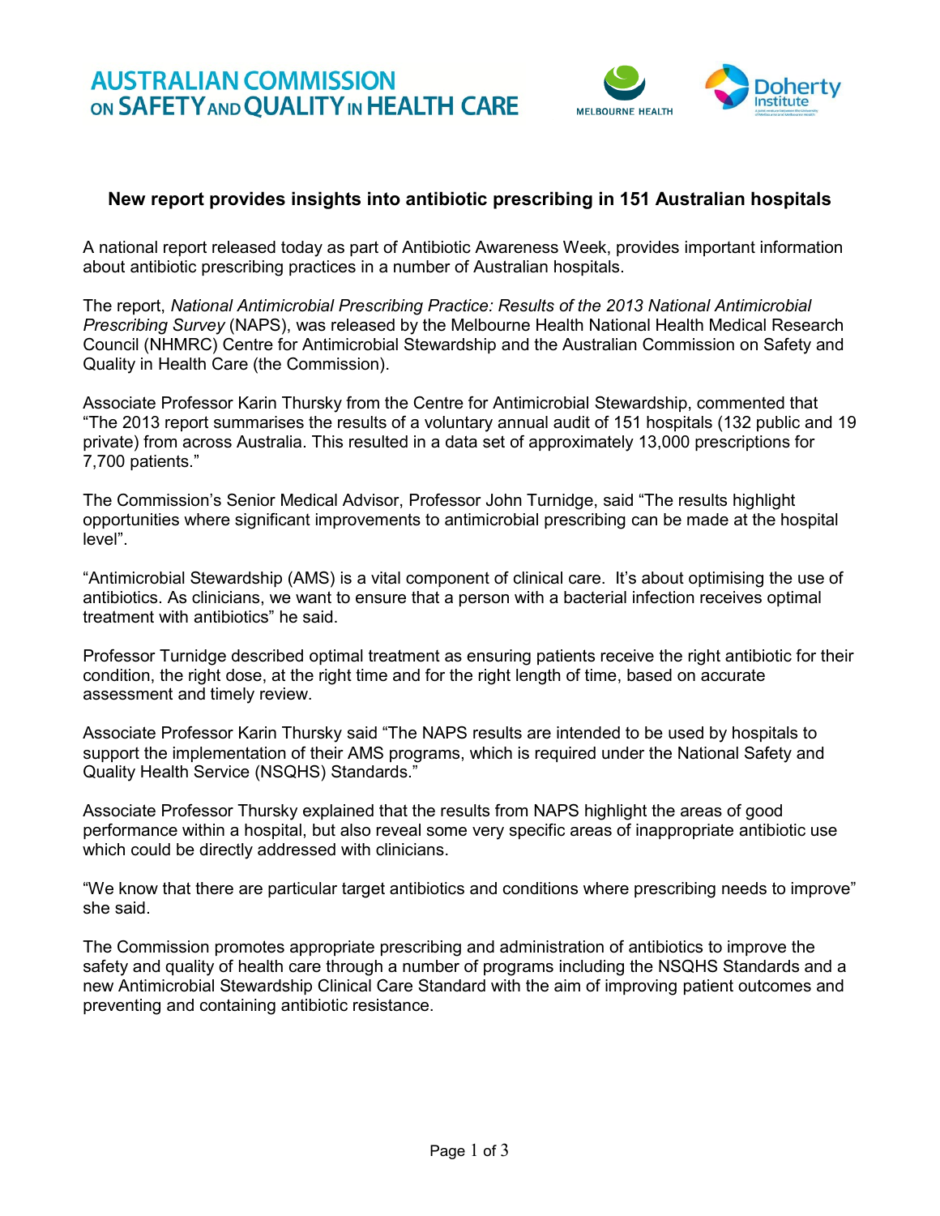AUSTRALIAN COMMISSION ON SAFETY AND QUALITY IN HEALTH CARE

MELBOURNE HEALTH

Doherty Institute

# New report provides insights into antibiotic prescribing in 151 Australian hospitals

A national report released today as part of Antibiotic Awareness Week, provides important information about antibiotic prescribing practices in a number of Australian hospitals.

The report, *National Antimicrobial Prescribing Practice: Results of the 2013 National Antimicrobial Prescribing Survey* (NAPS), was released by the Melbourne Health National Health Medical Research Council (NHMRC) Centre for Antimicrobial Stewardship and the Australian Commission on Safety and Quality in Health Care (the Commission).

Associate Professor Karin Thursky from the Centre for Antimicrobial Stewardship, commented that "The 2013 report summarises the results of a voluntary annual audit of 151 hospitals (132 public and 19 private) from across Australia. This resulted in a data set of approximately 13,000 prescriptions for 7,700 patients."

The Commission's Senior Medical Advisor, Professor John Turnidge, said "The results highlight opportunities where significant improvements to antimicrobial prescribing can be made at the hospital level".

"Antimicrobial Stewardship (AMS) is a vital component of clinical care. It's about optimising the use of antibiotics. As clinicians, we want to ensure that a person with a bacterial infection receives optimal treatment with antibiotics" he said.

Professor Turnidge described optimal treatment as ensuring patients receive the right antibiotic for their condition, the right dose, at the right time and for the right length of time, based on accurate assessment and timely review.

Associate Professor Karin Thursky said "The NAPS results are intended to be used by hospitals to support the implementation of their AMS programs, which is required under the National Safety and Quality Health Service (NSQHS) Standards."

Associate Professor Thursky explained that the results from NAPS highlight the areas of good performance within a hospital, but also reveal some very specific areas of inappropriate antibiotic use which could be directly addressed with clinicians.

"We know that there are particular target antibiotics and conditions where prescribing needs to improve" she said.

The Commission promotes appropriate prescribing and administration of antibiotics to improve the safety and quality of health care through a number of programs including the NSQHS Standards and a new Antimicrobial Stewardship Clinical Care Standard with the aim of improving patient outcomes and preventing and containing antibiotic resistance.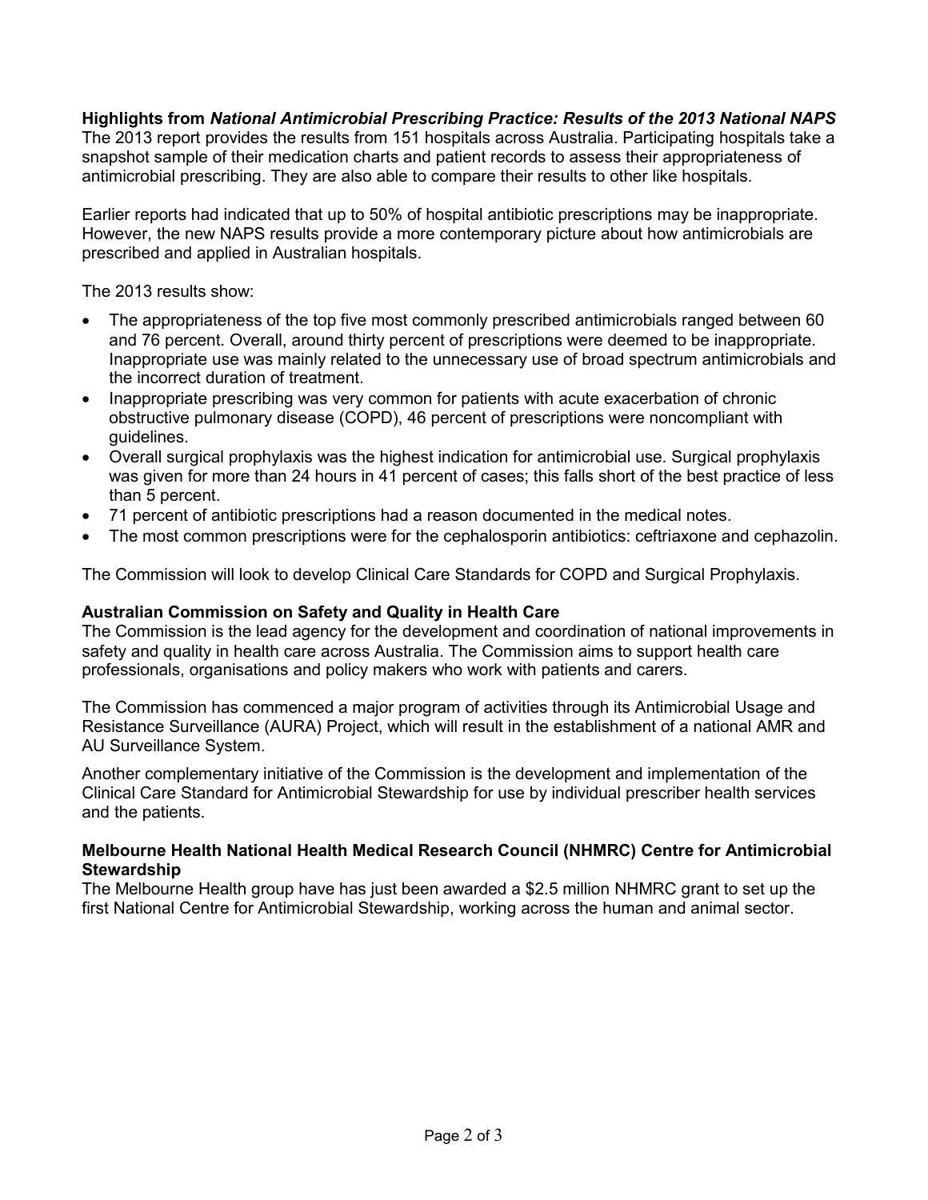**Highlights from *National Antimicrobial Prescribing Practice: Results of the 2013 National NAPS***

The 2013 report provides the results from 151 hospitals across Australia. Participating hospitals take a snapshot sample of their medication charts and patient records to assess their appropriateness of antimicrobial prescribing. They are also able to compare their results to other like hospitals.

Earlier reports had indicated that up to 50% of hospital antibiotic prescriptions may be inappropriate. However, the new NAPS results provide a more contemporary picture about how antimicrobials are prescribed and applied in Australian hospitals.

The 2013 results show:

- The appropriateness of the top five most commonly prescribed antimicrobials ranged between 60 and 76 percent. Overall, around thirty percent of prescriptions were deemed to be inappropriate. Inappropriate use was mainly related to the unnecessary use of broad spectrum antimicrobials and the incorrect duration of treatment.
- Inappropriate prescribing was very common for patients with acute exacerbation of chronic obstructive pulmonary disease (COPD), 46 percent of prescriptions were noncompliant with guidelines.
- Overall surgical prophylaxis was the highest indication for antimicrobial use. Surgical prophylaxis was given for more than 24 hours in 41 percent of cases; this falls short of the best practice of less than 5 percent.
- 71 percent of antibiotic prescriptions had a reason documented in the medical notes.
- The most common prescriptions were for the cephalosporin antibiotics: ceftriaxone and cephazolin.

The Commission will look to develop Clinical Care Standards for COPD and Surgical Prophylaxis.

**Australian Commission on Safety and Quality in Health Care**

The Commission is the lead agency for the development and coordination of national improvements in safety and quality in health care across Australia. The Commission aims to support health care professionals, organisations and policy makers who work with patients and carers.

The Commission has commenced a major program of activities through its Antimicrobial Usage and Resistance Surveillance (AURA) Project, which will result in the establishment of a national AMR and AU Surveillance System.

Another complementary initiative of the Commission is the development and implementation of the Clinical Care Standard for Antimicrobial Stewardship for use by individual prescriber health services and the patients.

**Melbourne Health National Health Medical Research Council (NHMRC) Centre for Antimicrobial Stewardship**

The Melbourne Health group have has just been awarded a $2.5 million NHMRC grant to set up the first National Centre for Antimicrobial Stewardship, working across the human and animal sector.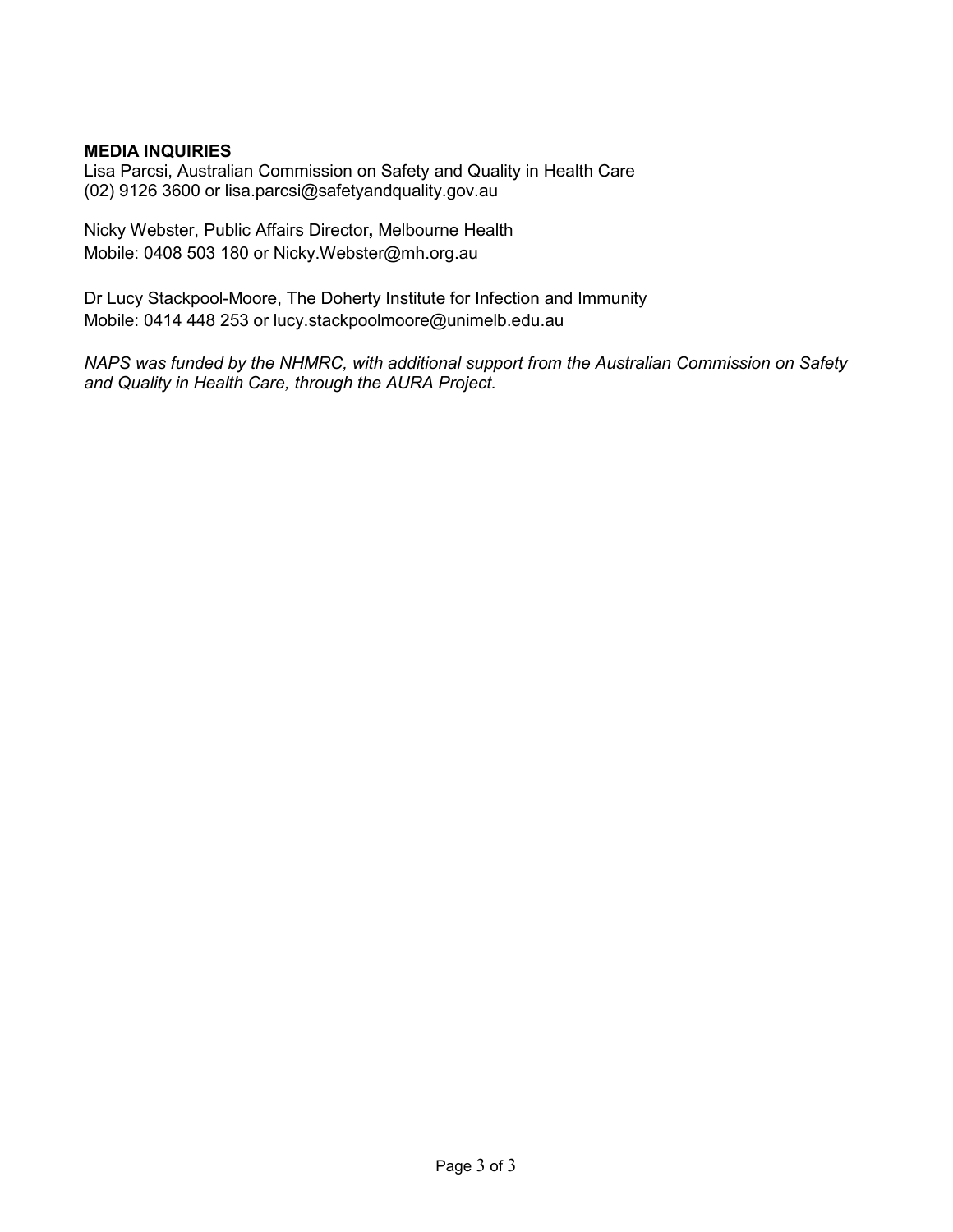**MEDIA INQUIRIES**
Lisa Parcsi, Australian Commission on Safety and Quality in Health Care
(02) 9126 3600 or lisa.parcsi@safetyandquality.gov.au

Nicky Webster, Public Affairs Director**,** Melbourne Health
Mobile: 0408 503 180 or Nicky.Webster@mh.org.au

Dr Lucy Stackpool-Moore, The Doherty Institute for Infection and Immunity
Mobile: 0414 448 253 or lucy.stackpoolmoore@unimelb.edu.au

*NAPS was funded by the NHMRC, with additional support from the Australian Commission on Safety and Quality in Health Care, through the AURA Project.*